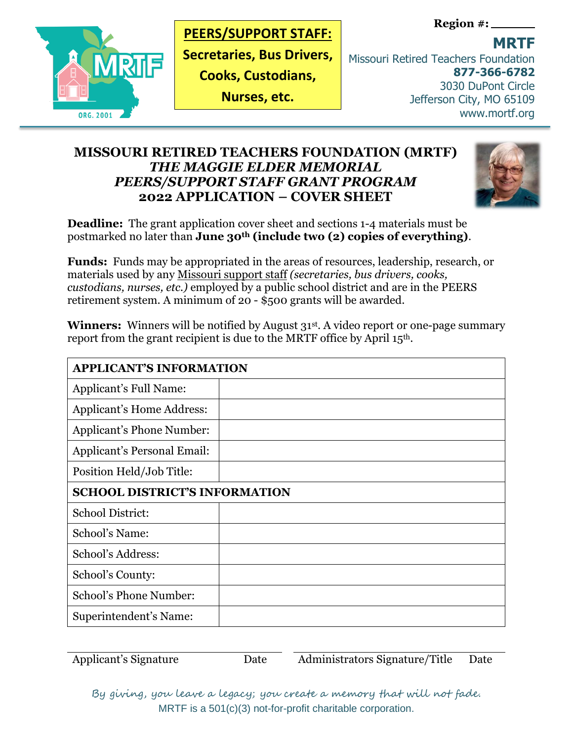**PEERS/SUPPORT STAFF:**
**Secretaries, Bus Drivers, Cooks, Custodians, Nurses, etc.**

**Region #:** ______

**MRTF**
Missouri Retired Teachers Foundation
**877-366-6782**
3030 DuPont Circle
Jefferson City, MO 65109
www.mortf.org

# MISSOURI RETIRED TEACHERS FOUNDATION (MRTF)
## *THE MAGGIE ELDER MEMORIAL PEERS/SUPPORT STAFF GRANT PROGRAM*
## 2022 APPLICATION – COVER SHEET

**Deadline:** The grant application cover sheet and sections 1-4 materials must be postmarked no later than **June 30th (include two (2) copies of everything)**.

**Funds:** Funds may be appropriated in the areas of resources, leadership, research, or materials used by any Missouri support staff *(secretaries, bus drivers, cooks, custodians, nurses, etc.)* employed by a public school district and are in the PEERS retirement system. A minimum of 20 - $500 grants will be awarded.

**Winners:** Winners will be notified by August 31st. A video report or one-page summary report from the grant recipient is due to the MRTF office by April 15th.

| **APPLICANT'S INFORMATION** | |
|---|---|
| Applicant's Full Name: | |
| Applicant's Home Address: | |
| Applicant's Phone Number: | |
| Applicant's Personal Email: | |
| Position Held/Job Title: | |
| **SCHOOL DISTRICT'S INFORMATION** | |
| School District: | |
| School's Name: | |
| School's Address: | |
| School's County: | |
| School's Phone Number: | |
| Superintendent's Name: | |

Applicant's Signature ______ Date ______ Administrators Signature/Title ______ Date ______

*By giving, you leave a legacy; you create a memory that will not fade.*
MRTF is a 501(c)(3) not-for-profit charitable corporation.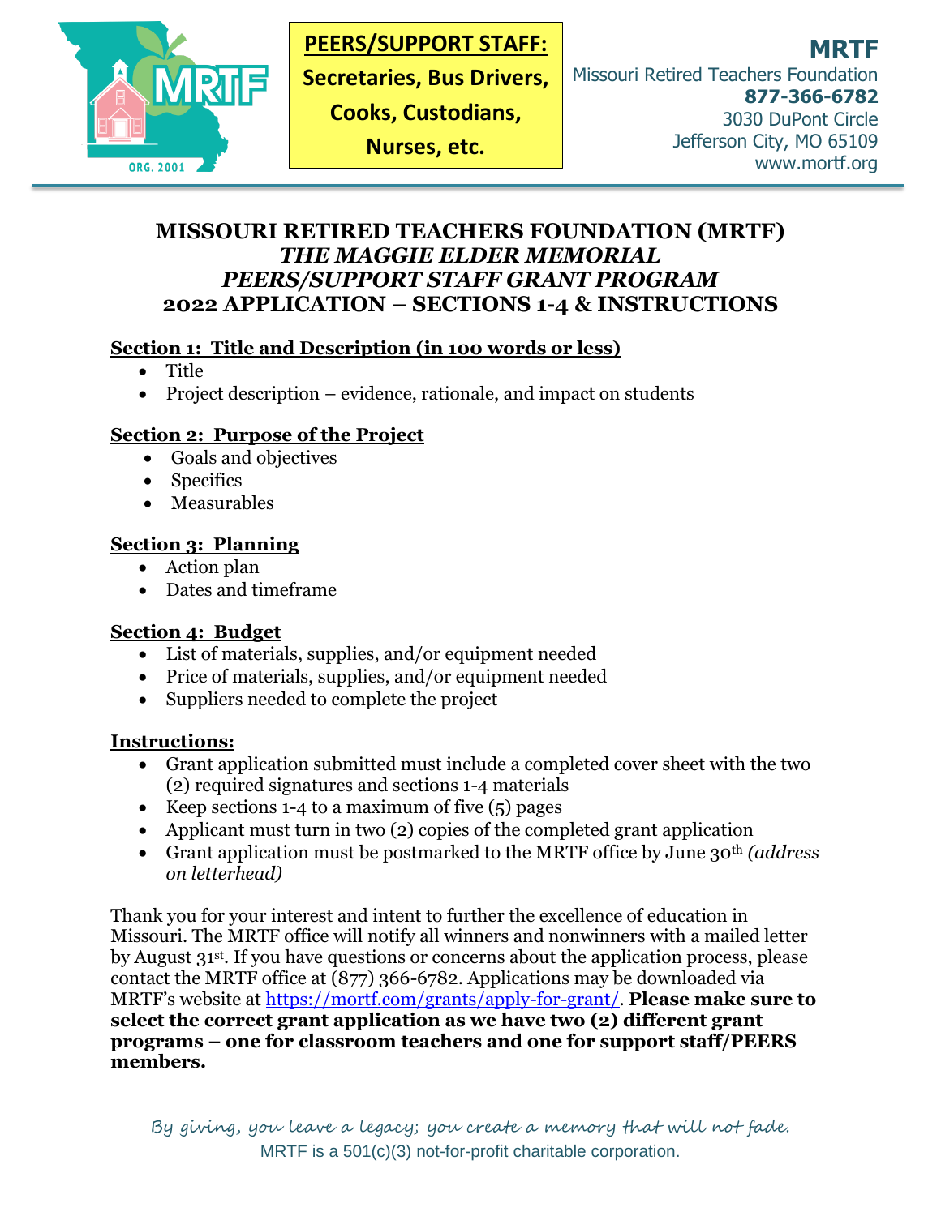**PEERS/SUPPORT STAFF: Secretaries, Bus Drivers, Cooks, Custodians, Nurses, etc.**

**MRTF**
Missouri Retired Teachers Foundation
**877-366-6782**
3030 DuPont Circle
Jefferson City, MO 65109
www.mortf.org

# MISSOURI RETIRED TEACHERS FOUNDATION (MRTF)
## *THE MAGGIE ELDER MEMORIAL PEERS/SUPPORT STAFF GRANT PROGRAM*
## 2022 APPLICATION – SECTIONS 1-4 & INSTRUCTIONS

**Section 1: Title and Description (in 100 words or less)**

- Title
- Project description – evidence, rationale, and impact on students

**Section 2: Purpose of the Project**

- Goals and objectives
- Specifics
- Measurables

**Section 3: Planning**

- Action plan
- Dates and timeframe

**Section 4: Budget**

- List of materials, supplies, and/or equipment needed
- Price of materials, supplies, and/or equipment needed
- Suppliers needed to complete the project

**Instructions:**

- Grant application submitted must include a completed cover sheet with the two (2) required signatures and sections 1-4 materials
- Keep sections 1-4 to a maximum of five (5) pages
- Applicant must turn in two (2) copies of the completed grant application
- Grant application must be postmarked to the MRTF office by June 30th *(address on letterhead)*

Thank you for your interest and intent to further the excellence of education in Missouri. The MRTF office will notify all winners and nonwinners with a mailed letter by August 31st. If you have questions or concerns about the application process, please contact the MRTF office at (877) 366-6782. Applications may be downloaded via MRTF's website at https://mortf.com/grants/apply-for-grant/. **Please make sure to select the correct grant application as we have two (2) different grant programs – one for classroom teachers and one for support staff/PEERS members.**

*By giving, you leave a legacy; you create a memory that will not fade.*
MRTF is a 501(c)(3) not-for-profit charitable corporation.